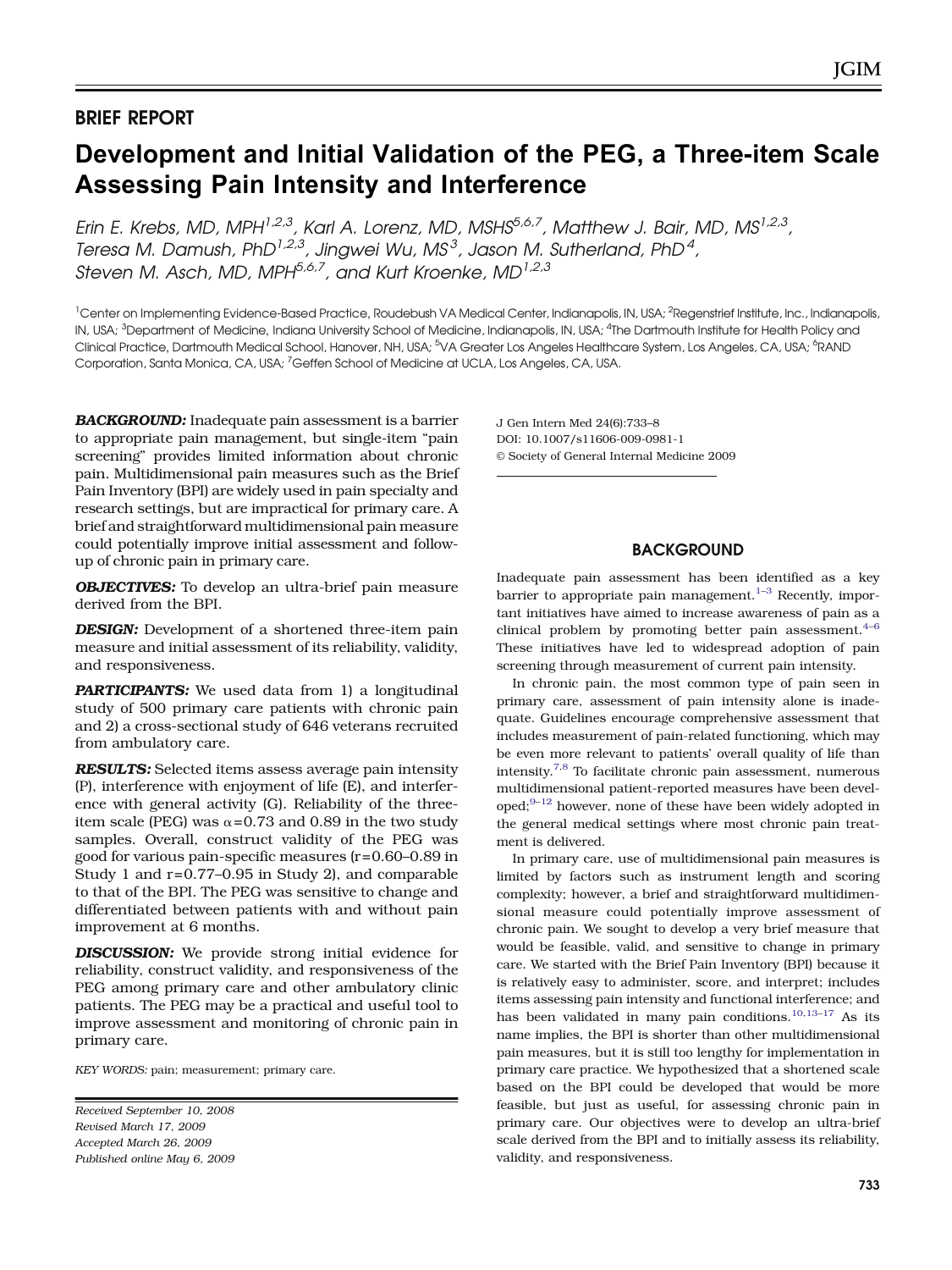## BRIEF REPORT

# Development and Initial Validation of the PEG, a Three-item Scale Assessing Pain Intensity and Interference

*Erin E. Krebs, MD, MPH[1,2,3], Karl A. Lorenz, MD, MSHS[5,6,7], Matthew J. Bair, MD, MS[1,2,3], Teresa M. Damush, PhD[1,2,3], Jingwei Wu, MS[3], Jason M. Sutherland, PhD[4], Steven M. Asch, MD, MPH[5,6,7], and Kurt Kroenke, MD[1,2,3]*

[1]Center on Implementing Evidence-Based Practice, Roudebush VA Medical Center, Indianapolis, IN, USA; [2]Regenstrief Institute, Inc., Indianapolis, IN, USA; [3]Department of Medicine, Indiana University School of Medicine, Indianapolis, IN, USA; [4]The Dartmouth Institute for Health Policy and Clinical Practice, Dartmouth Medical School, Hanover, NH, USA; [5]VA Greater Los Angeles Healthcare System, Los Angeles, CA, USA; [6]RAND Corporation, Santa Monica, CA, USA; [7]Geffen School of Medicine at UCLA, Los Angeles, CA, USA.

***BACKGROUND:*** Inadequate pain assessment is a barrier to appropriate pain management, but single-item "pain screening" provides limited information about chronic pain. Multidimensional pain measures such as the Brief Pain Inventory (BPI) are widely used in pain specialty and research settings, but are impractical for primary care. A brief and straightforward multidimensional pain measure could potentially improve initial assessment and follow-up of chronic pain in primary care.

***OBJECTIVES:*** To develop an ultra-brief pain measure derived from the BPI.

***DESIGN:*** Development of a shortened three-item pain measure and initial assessment of its reliability, validity, and responsiveness.

***PARTICIPANTS:*** We used data from 1) a longitudinal study of 500 primary care patients with chronic pain and 2) a cross-sectional study of 646 veterans recruited from ambulatory care.

***RESULTS:*** Selected items assess average pain intensity (P), interference with enjoyment of life (E), and interference with general activity (G). Reliability of the three-item scale (PEG) was $\alpha$=0.73 and 0.89 in the two study samples. Overall, construct validity of the PEG was good for various pain-specific measures (r=0.60–0.89 in Study 1 and r=0.77–0.95 in Study 2), and comparable to that of the BPI. The PEG was sensitive to change and differentiated between patients with and without pain improvement at 6 months.

***DISCUSSION:*** We provide strong initial evidence for reliability, construct validity, and responsiveness of the PEG among primary care and other ambulatory clinic patients. The PEG may be a practical and useful tool to improve assessment and monitoring of chronic pain in primary care.

*KEY WORDS:* pain; measurement; primary care.

*Received September 10, 2008*
*Revised March 17, 2009*
*Accepted March 26, 2009*
*Published online May 6, 2009*

J Gen Intern Med 24(6):733–8
DOI: 10.1007/s11606-009-0981-1
© Society of General Internal Medicine 2009

## BACKGROUND

Inadequate pain assessment has been identified as a key barrier to appropriate pain management.[1–3] Recently, important initiatives have aimed to increase awareness of pain as a clinical problem by promoting better pain assessment.[4–6] These initiatives have led to widespread adoption of pain screening through measurement of current pain intensity.

In chronic pain, the most common type of pain seen in primary care, assessment of pain intensity alone is inadequate. Guidelines encourage comprehensive assessment that includes measurement of pain-related functioning, which may be even more relevant to patients' overall quality of life than intensity.[7,8] To facilitate chronic pain assessment, numerous multidimensional patient-reported measures have been developed;[9–12] however, none of these have been widely adopted in the general medical settings where most chronic pain treatment is delivered.

In primary care, use of multidimensional pain measures is limited by factors such as instrument length and scoring complexity; however, a brief and straightforward multidimensional measure could potentially improve assessment of chronic pain. We sought to develop a very brief measure that would be feasible, valid, and sensitive to change in primary care. We started with the Brief Pain Inventory (BPI) because it is relatively easy to administer, score, and interpret; includes items assessing pain intensity and functional interference; and has been validated in many pain conditions.[10,13–17] As its name implies, the BPI is shorter than other multidimensional pain measures, but it is still too lengthy for implementation in primary care practice. We hypothesized that a shortened scale based on the BPI could be developed that would be more feasible, but just as useful, for assessing chronic pain in primary care. Our objectives were to develop an ultra-brief scale derived from the BPI and to initially assess its reliability, validity, and responsiveness.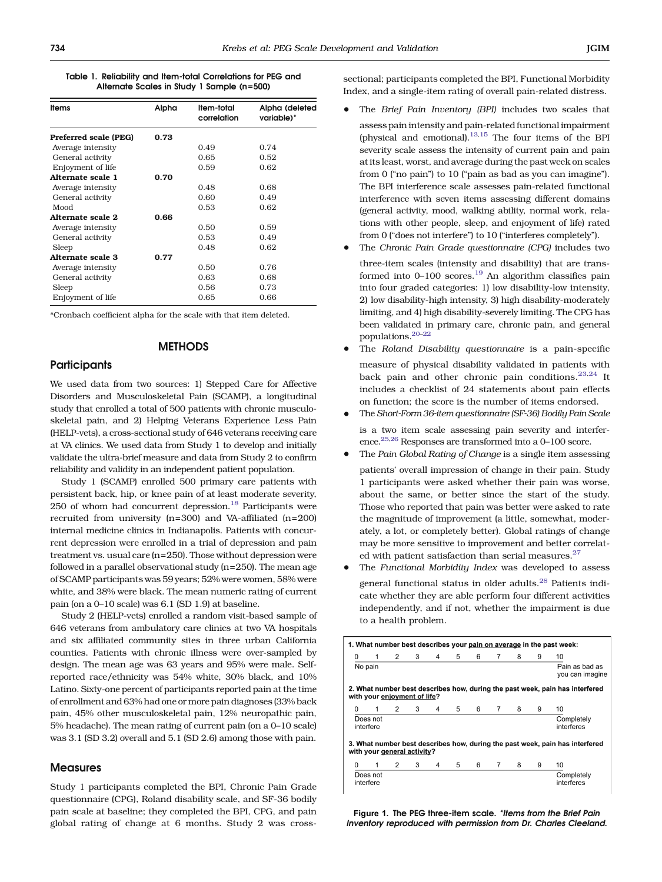Table 1. Reliability and Item-total Correlations for PEG and Alternate Scales in Study 1 Sample (n=500)

| Items | Alpha | Item-total correlation | Alpha (deleted variable)* |
|---|---|---|---|
| **Preferred scale (PEG)** | **0.73** | | |
| Average intensity | | 0.49 | 0.74 |
| General activity | | 0.65 | 0.52 |
| Enjoyment of life | | 0.59 | 0.62 |
| **Alternate scale 1** | **0.70** | | |
| Average intensity | | 0.48 | 0.68 |
| General activity | | 0.60 | 0.49 |
| Mood | | 0.53 | 0.62 |
| **Alternate scale 2** | **0.66** | | |
| Average intensity | | 0.50 | 0.59 |
| General activity | | 0.53 | 0.49 |
| Sleep | | 0.48 | 0.62 |
| **Alternate scale 3** | **0.77** | | |
| Average intensity | | 0.50 | 0.76 |
| General activity | | 0.63 | 0.68 |
| Sleep | | 0.56 | 0.73 |
| Enjoyment of life | | 0.65 | 0.66 |

*Cronbach coefficient alpha for the scale with that item deleted.

## METHODS

### Participants

We used data from two sources: 1) Stepped Care for Affective Disorders and Musculoskeletal Pain (SCAMP), a longitudinal study that enrolled a total of 500 patients with chronic musculoskeletal pain, and 2) Helping Veterans Experience Less Pain (HELP-vets), a cross-sectional study of 646 veterans receiving care at VA clinics. We used data from Study 1 to develop and initially validate the ultra-brief measure and data from Study 2 to confirm reliability and validity in an independent patient population.

Study 1 (SCAMP) enrolled 500 primary care patients with persistent back, hip, or knee pain of at least moderate severity, 250 of whom had concurrent depression.[18] Participants were recruited from university (n=300) and VA-affiliated (n=200) internal medicine clinics in Indianapolis. Patients with concurrent depression were enrolled in a trial of depression and pain treatment vs. usual care (n=250). Those without depression were followed in a parallel observational study (n=250). The mean age of SCAMP participants was 59 years; 52% were women, 58% were white, and 38% were black. The mean numeric rating of current pain (on a 0–10 scale) was 6.1 (SD 1.9) at baseline.

Study 2 (HELP-vets) enrolled a random visit-based sample of 646 veterans from ambulatory care clinics at two VA hospitals and six affiliated community sites in three urban California counties. Patients with chronic illness were over-sampled by design. The mean age was 63 years and 95% were male. Self-reported race/ethnicity was 54% white, 30% black, and 10% Latino. Sixty-one percent of participants reported pain at the time of enrollment and 63% had one or more pain diagnoses (33% back pain, 45% other musculoskeletal pain, 12% neuropathic pain, 5% headache). The mean rating of current pain (on a 0–10 scale) was 3.1 (SD 3.2) overall and 5.1 (SD 2.6) among those with pain.

### Measures

Study 1 participants completed the BPI, Chronic Pain Grade questionnaire (CPG), Roland disability scale, and SF-36 bodily pain scale at baseline; they completed the BPI, CPG, and pain global rating of change at 6 months. Study 2 was cross-sectional; participants completed the BPI, Functional Morbidity Index, and a single-item rating of overall pain-related distress.

- The *Brief Pain Inventory (BPI)* includes two scales that assess pain intensity and pain-related functional impairment (physical and emotional).[13,15] The four items of the BPI severity scale assess the intensity of current pain and pain at its least, worst, and average during the past week on scales from 0 ("no pain") to 10 ("pain as bad as you can imagine"). The BPI interference scale assesses pain-related functional interference with seven items assessing different domains (general activity, mood, walking ability, normal work, relations with other people, sleep, and enjoyment of life) rated from 0 ("does not interfere") to 10 ("interferes completely").
- The *Chronic Pain Grade questionnaire (CPG)* includes two three-item scales (intensity and disability) that are transformed into 0–100 scores.[19] An algorithm classifies pain into four graded categories: 1) low disability-low intensity, 2) low disability-high intensity, 3) high disability-moderately limiting, and 4) high disability-severely limiting. The CPG has been validated in primary care, chronic pain, and general populations.[20–22]
- The *Roland Disability questionnaire* is a pain-specific measure of physical disability validated in patients with back pain and other chronic pain conditions.[23,24] It includes a checklist of 24 statements about pain effects on function; the score is the number of items endorsed.
- The *Short-Form 36-item questionnaire (SF-36) Bodily Pain Scale* is a two item scale assessing pain severity and interference.[25,26] Responses are transformed into a 0–100 score.
- The *Pain Global Rating of Change* is a single item assessing patients' overall impression of change in their pain. Study 1 participants were asked whether their pain was worse, about the same, or better since the start of the study. Those who reported that pain was better were asked to rate the magnitude of improvement (a little, somewhat, moderately, a lot, or completely better). Global ratings of change may be more sensitive to improvement and better correlated with patient satisfaction than serial measures.[27]
- The *Functional Morbidity Index* was developed to assess general functional status in older adults.[28] Patients indicate whether they are able perform four different activities independently, and if not, whether the impairment is due to a health problem.

**1. What number best describes your pain on average in the past week:**

| 0 | 1 | 2 | 3 | 4 | 5 | 6 | 7 | 8 | 9 | 10 |
|---|---|---|---|---|---|---|---|---|---|---|
| No pain | | | | | | | | | | Pain as bad as you can imagine |

**2. What number best describes how, during the past week, pain has interfered with your enjoyment of life?**

| 0 | 1 | 2 | 3 | 4 | 5 | 6 | 7 | 8 | 9 | 10 |
|---|---|---|---|---|---|---|---|---|---|---|
| Does not interfere | | | | | | | | | | Completely interferes |

**3. What number best describes how, during the past week, pain has interfered with your general activity?**

| 0 | 1 | 2 | 3 | 4 | 5 | 6 | 7 | 8 | 9 | 10 |
|---|---|---|---|---|---|---|---|---|---|---|
| Does not interfere | | | | | | | | | | Completely interferes |

**Figure 1. The PEG three-item scale.** *\*Items from the Brief Pain Inventory reproduced with permission from Dr. Charles Cleeland.*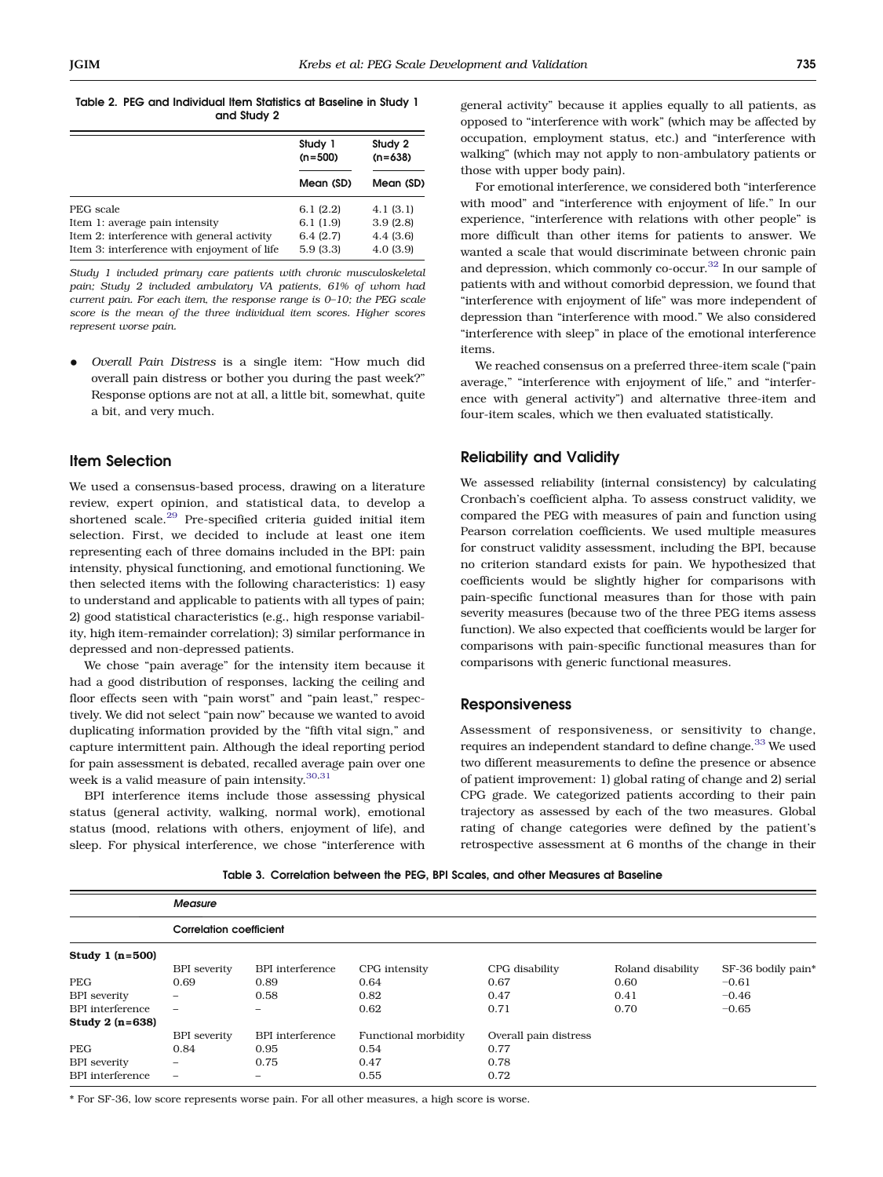**Table 2. PEG and Individual Item Statistics at Baseline in Study 1 and Study 2**

| | Study 1 (n=500) | Study 2 (n=638) |
|---|---|---|
| | Mean (SD) | Mean (SD) |
| PEG scale | 6.1 (2.2) | 4.1 (3.1) |
| Item 1: average pain intensity | 6.1 (1.9) | 3.9 (2.8) |
| Item 2: interference with general activity | 6.4 (2.7) | 4.4 (3.6) |
| Item 3: interference with enjoyment of life | 5.9 (3.3) | 4.0 (3.9) |

*Study 1 included primary care patients with chronic musculoskeletal pain; Study 2 included ambulatory VA patients, 61% of whom had current pain. For each item, the response range is 0–10; the PEG scale score is the mean of the three individual item scores. Higher scores represent worse pain.*

- *Overall Pain Distress* is a single item: "How much did overall pain distress or bother you during the past week?" Response options are not at all, a little bit, somewhat, quite a bit, and very much.

## Item Selection

We used a consensus-based process, drawing on a literature review, expert opinion, and statistical data, to develop a shortened scale.[29] Pre-specified criteria guided initial item selection. First, we decided to include at least one item representing each of three domains included in the BPI: pain intensity, physical functioning, and emotional functioning. We then selected items with the following characteristics: 1) easy to understand and applicable to patients with all types of pain; 2) good statistical characteristics (e.g., high response variability, high item-remainder correlation); 3) similar performance in depressed and non-depressed patients.

We chose "pain average" for the intensity item because it had a good distribution of responses, lacking the ceiling and floor effects seen with "pain worst" and "pain least," respectively. We did not select "pain now" because we wanted to avoid duplicating information provided by the "fifth vital sign," and capture intermittent pain. Although the ideal reporting period for pain assessment is debated, recalled average pain over one week is a valid measure of pain intensity.[30,31]

BPI interference items include those assessing physical status (general activity, walking, normal work), emotional status (mood, relations with others, enjoyment of life), and sleep. For physical interference, we chose "interference with general activity" because it applies equally to all patients, as opposed to "interference with work" (which may be affected by occupation, employment status, etc.) and "interference with walking" (which may not apply to non-ambulatory patients or those with upper body pain).

For emotional interference, we considered both "interference with mood" and "interference with enjoyment of life." In our experience, "interference with relations with other people" is more difficult than other items for patients to answer. We wanted a scale that would discriminate between chronic pain and depression, which commonly co-occur.[32] In our sample of patients with and without comorbid depression, we found that "interference with enjoyment of life" was more independent of depression than "interference with mood." We also considered "interference with sleep" in place of the emotional interference items.

We reached consensus on a preferred three-item scale ("pain average," "interference with enjoyment of life," and "interference with general activity") and alternative three-item and four-item scales, which we then evaluated statistically.

## Reliability and Validity

We assessed reliability (internal consistency) by calculating Cronbach's coefficient alpha. To assess construct validity, we compared the PEG with measures of pain and function using Pearson correlation coefficients. We used multiple measures for construct validity assessment, including the BPI, because no criterion standard exists for pain. We hypothesized that coefficients would be slightly higher for comparisons with pain-specific functional measures than for those with pain severity measures (because two of the three PEG items assess function). We also expected that coefficients would be larger for comparisons with pain-specific functional measures than for comparisons with generic functional measures.

## Responsiveness

Assessment of responsiveness, or sensitivity to change, requires an independent standard to define change.[33] We used two different measurements to define the presence or absence of patient improvement: 1) global rating of change and 2) serial CPG grade. We categorized patients according to their pain trajectory as assessed by each of the two measures. Global rating of change categories were defined by the patient's retrospective assessment at 6 months of the change in their

**Table 3. Correlation between the PEG, BPI Scales, and other Measures at Baseline**

| | *Measure* | | | | | |
|---|---|---|---|---|---|---|
| | **Correlation coefficient** | | | | | |
| **Study 1 (n=500)** | | | | | | |
| | BPI severity | BPI interference | CPG intensity | CPG disability | Roland disability | SF-36 bodily pain* |
| PEG | 0.69 | 0.89 | 0.64 | 0.67 | 0.60 | −0.61 |
| BPI severity | – | 0.58 | 0.82 | 0.47 | 0.41 | −0.46 |
| BPI interference | – | – | 0.62 | 0.71 | 0.70 | −0.65 |
| **Study 2 (n=638)** | | | | | | |
| | BPI severity | BPI interference | Functional morbidity | Overall pain distress | | |
| PEG | 0.84 | 0.95 | 0.54 | 0.77 | | |
| BPI severity | – | 0.75 | 0.47 | 0.78 | | |
| BPI interference | – | – | 0.55 | 0.72 | | |

\* For SF-36, low score represents worse pain. For all other measures, a high score is worse.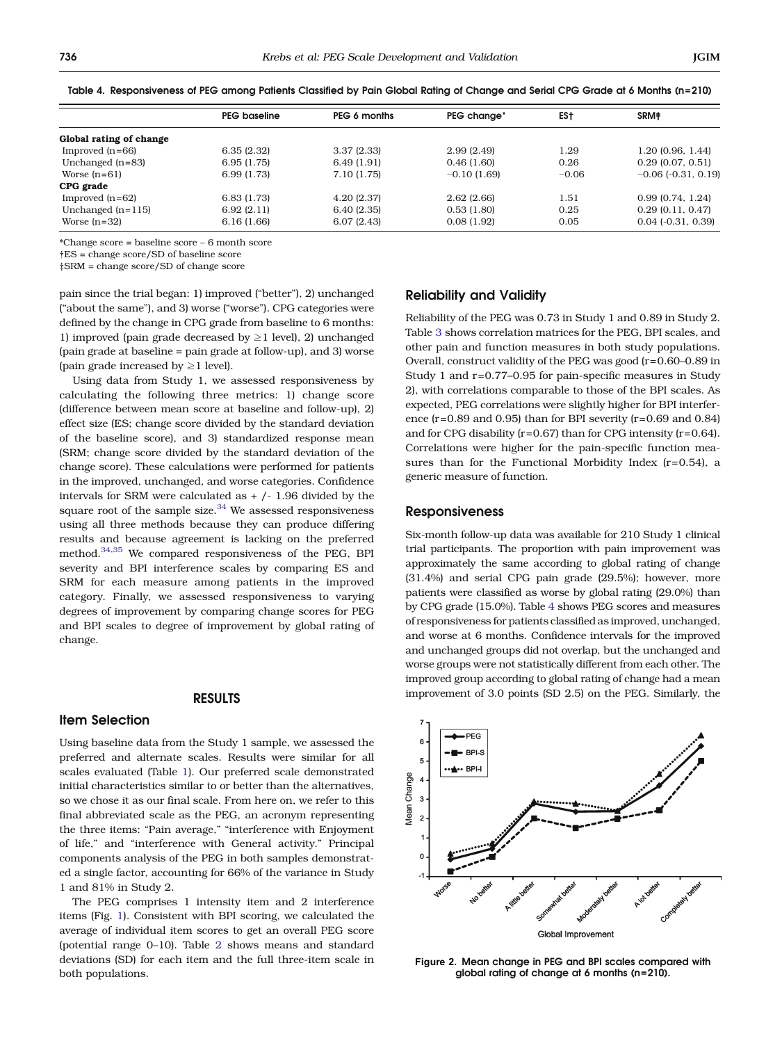Table 4. Responsiveness of PEG among Patients Classified by Pain Global Rating of Change and Serial CPG Grade at 6 Months (n=210)

| | PEG baseline | PEG 6 months | PEG change* | ES† | SRM‡ |
|---|---|---|---|---|---|
| **Global rating of change** | | | | | |
| Improved (n=66) | 6.35 (2.32) | 3.37 (2.33) | 2.99 (2.49) | 1.29 | 1.20 (0.96, 1.44) |
| Unchanged (n=83) | 6.95 (1.75) | 6.49 (1.91) | 0.46 (1.60) | 0.26 | 0.29 (0.07, 0.51) |
| Worse (n=61) | 6.99 (1.73) | 7.10 (1.75) | −0.10 (1.69) | −0.06 | −0.06 (-0.31, 0.19) |
| **CPG grade** | | | | | |
| Improved (n=62) | 6.83 (1.73) | 4.20 (2.37) | 2.62 (2.66) | 1.51 | 0.99 (0.74, 1.24) |
| Unchanged (n=115) | 6.92 (2.11) | 6.40 (2.35) | 0.53 (1.80) | 0.25 | 0.29 (0.11, 0.47) |
| Worse (n=32) | 6.16 (1.66) | 6.07 (2.43) | 0.08 (1.92) | 0.05 | 0.04 (-0.31, 0.39) |

*Change score = baseline score – 6 month score

†ES = change score/SD of baseline score

‡SRM = change score/SD of change score

pain since the trial began: 1) improved ("better"), 2) unchanged ("about the same"), and 3) worse ("worse"). CPG categories were defined by the change in CPG grade from baseline to 6 months: 1) improved (pain grade decreased by ≥1 level), 2) unchanged (pain grade at baseline = pain grade at follow-up), and 3) worse (pain grade increased by ≥1 level).

Using data from Study 1, we assessed responsiveness by calculating the following three metrics: 1) change score (difference between mean score at baseline and follow-up), 2) effect size (ES; change score divided by the standard deviation of the baseline score), and 3) standardized response mean (SRM; change score divided by the standard deviation of the change score). These calculations were performed for patients in the improved, unchanged, and worse categories. Confidence intervals for SRM were calculated as + /- 1.96 divided by the square root of the sample size.[34] We assessed responsiveness using all three methods because they can produce differing results and because agreement is lacking on the preferred method.[34,35] We compared responsiveness of the PEG, BPI severity and BPI interference scales by comparing ES and SRM for each measure among patients in the improved category. Finally, we assessed responsiveness to varying degrees of improvement by comparing change scores for PEG and BPI scales to degree of improvement by global rating of change.

## RESULTS

### Item Selection

Using baseline data from the Study 1 sample, we assessed the preferred and alternate scales. Results were similar for all scales evaluated (Table 1). Our preferred scale demonstrated initial characteristics similar to or better than the alternatives, so we chose it as our final scale. From here on, we refer to this final abbreviated scale as the PEG, an acronym representing the three items: "Pain average," "interference with Enjoyment of life," and "interference with General activity." Principal components analysis of the PEG in both samples demonstrated a single factor, accounting for 66% of the variance in Study 1 and 81% in Study 2.

The PEG comprises 1 intensity item and 2 interference items (Fig. 1). Consistent with BPI scoring, we calculated the average of individual item scores to get an overall PEG score (potential range 0–10). Table 2 shows means and standard deviations (SD) for each item and the full three-item scale in both populations.

### Reliability and Validity

Reliability of the PEG was 0.73 in Study 1 and 0.89 in Study 2. Table 3 shows correlation matrices for the PEG, BPI scales, and other pain and function measures in both study populations. Overall, construct validity of the PEG was good (r=0.60–0.89 in Study 1 and r=0.77–0.95 for pain-specific measures in Study 2), with correlations comparable to those of the BPI scales. As expected, PEG correlations were slightly higher for BPI interference (r=0.89 and 0.95) than for BPI severity (r=0.69 and 0.84) and for CPG disability (r=0.67) than for CPG intensity (r=0.64). Correlations were higher for the pain-specific function measures than for the Functional Morbidity Index (r=0.54), a generic measure of function.

### Responsiveness

Six-month follow-up data was available for 210 Study 1 clinical trial participants. The proportion with pain improvement was approximately the same according to global rating of change (31.4%) and serial CPG pain grade (29.5%); however, more patients were classified as worse by global rating (29.0%) than by CPG grade (15.0%). Table 4 shows PEG scores and measures of responsiveness for patients classified as improved, unchanged, and worse at 6 months. Confidence intervals for the improved and unchanged groups did not overlap, but the unchanged and worse groups were not statistically different from each other. The improved group according to global rating of change had a mean improvement of 3.0 points (SD 2.5) on the PEG. Similarly, the

Figure 2. Mean change in PEG and BPI scales compared with global rating of change at 6 months (n=210).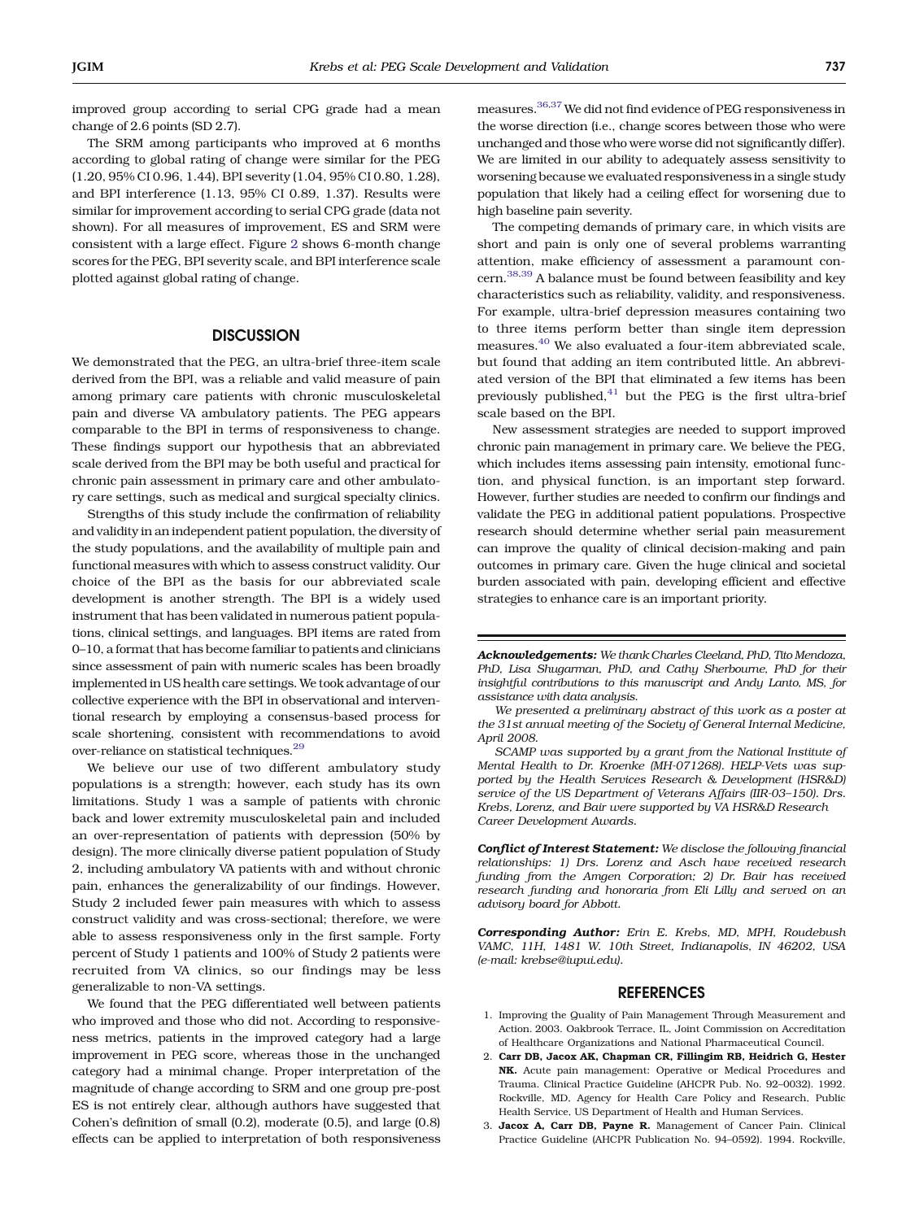improved group according to serial CPG grade had a mean change of 2.6 points (SD 2.7).

The SRM among participants who improved at 6 months according to global rating of change were similar for the PEG (1.20, 95% CI 0.96, 1.44), BPI severity (1.04, 95% CI 0.80, 1.28), and BPI interference (1.13, 95% CI 0.89, 1.37). Results were similar for improvement according to serial CPG grade (data not shown). For all measures of improvement, ES and SRM were consistent with a large effect. Figure 2 shows 6-month change scores for the PEG, BPI severity scale, and BPI interference scale plotted against global rating of change.

## DISCUSSION

We demonstrated that the PEG, an ultra-brief three-item scale derived from the BPI, was a reliable and valid measure of pain among primary care patients with chronic musculoskeletal pain and diverse VA ambulatory patients. The PEG appears comparable to the BPI in terms of responsiveness to change. These findings support our hypothesis that an abbreviated scale derived from the BPI may be both useful and practical for chronic pain assessment in primary care and other ambulatory care settings, such as medical and surgical specialty clinics.

Strengths of this study include the confirmation of reliability and validity in an independent patient population, the diversity of the study populations, and the availability of multiple pain and functional measures with which to assess construct validity. Our choice of the BPI as the basis for our abbreviated scale development is another strength. The BPI is a widely used instrument that has been validated in numerous patient populations, clinical settings, and languages. BPI items are rated from 0–10, a format that has become familiar to patients and clinicians since assessment of pain with numeric scales has been broadly implemented in US health care settings. We took advantage of our collective experience with the BPI in observational and interventional research by employing a consensus-based process for scale shortening, consistent with recommendations to avoid over-reliance on statistical techniques.[29]

We believe our use of two different ambulatory study populations is a strength; however, each study has its own limitations. Study 1 was a sample of patients with chronic back and lower extremity musculoskeletal pain and included an over-representation of patients with depression (50% by design). The more clinically diverse patient population of Study 2, including ambulatory VA patients with and without chronic pain, enhances the generalizability of our findings. However, Study 2 included fewer pain measures with which to assess construct validity and was cross-sectional; therefore, we were able to assess responsiveness only in the first sample. Forty percent of Study 1 patients and 100% of Study 2 patients were recruited from VA clinics, so our findings may be less generalizable to non-VA settings.

We found that the PEG differentiated well between patients who improved and those who did not. According to responsiveness metrics, patients in the improved category had a large improvement in PEG score, whereas those in the unchanged category had a minimal change. Proper interpretation of the magnitude of change according to SRM and one group pre-post ES is not entirely clear, although authors have suggested that Cohen's definition of small (0.2), moderate (0.5), and large (0.8) effects can be applied to interpretation of both responsiveness measures.[36,37] We did not find evidence of PEG responsiveness in the worse direction (i.e., change scores between those who were unchanged and those who were worse did not significantly differ). We are limited in our ability to adequately assess sensitivity to worsening because we evaluated responsiveness in a single study population that likely had a ceiling effect for worsening due to high baseline pain severity.

The competing demands of primary care, in which visits are short and pain is only one of several problems warranting attention, make efficiency of assessment a paramount concern.[38,39] A balance must be found between feasibility and key characteristics such as reliability, validity, and responsiveness. For example, ultra-brief depression measures containing two to three items perform better than single item depression measures.[40] We also evaluated a four-item abbreviated scale, but found that adding an item contributed little. An abbreviated version of the BPI that eliminated a few items has been previously published,[41] but the PEG is the first ultra-brief scale based on the BPI.

New assessment strategies are needed to support improved chronic pain management in primary care. We believe the PEG, which includes items assessing pain intensity, emotional function, and physical function, is an important step forward. However, further studies are needed to confirm our findings and validate the PEG in additional patient populations. Prospective research should determine whether serial pain measurement can improve the quality of clinical decision-making and pain outcomes in primary care. Given the huge clinical and societal burden associated with pain, developing efficient and effective strategies to enhance care is an important priority.

***Acknowledgements:*** *We thank Charles Cleeland, PhD, Tito Mendoza, PhD, Lisa Shugarman, PhD, and Cathy Sherbourne, PhD for their insightful contributions to this manuscript and Andy Lanto, MS, for assistance with data analysis.*

*We presented a preliminary abstract of this work as a poster at the 31st annual meeting of the Society of General Internal Medicine, April 2008.*

*SCAMP was supported by a grant from the National Institute of Mental Health to Dr. Kroenke (MH-071268). HELP-Vets was supported by the Health Services Research & Development (HSR&D) service of the US Department of Veterans Affairs (IIR-03–150). Drs. Krebs, Lorenz, and Bair were supported by VA HSR&D Research Career Development Awards.*

***Conflict of Interest Statement:*** *We disclose the following financial relationships: 1) Drs. Lorenz and Asch have received research funding from the Amgen Corporation; 2) Dr. Bair has received research funding and honoraria from Eli Lilly and served on an advisory board for Abbott.*

***Corresponding Author:*** *Erin E. Krebs, MD, MPH, Roudebush VAMC, 11H, 1481 W. 10th Street, Indianapolis, IN 46202, USA (e-mail: krebse@iupui.edu).*

## REFERENCES

1. Improving the Quality of Pain Management Through Measurement and Action. 2003. Oakbrook Terrace, IL, Joint Commission on Accreditation of Healthcare Organizations and National Pharmaceutical Council.
2. **Carr DB, Jacox AK, Chapman CR, Fillingim RB, Heidrich G, Hester NK.** Acute pain management: Operative or Medical Procedures and Trauma. Clinical Practice Guideline (AHCPR Pub. No. 92–0032). 1992. Rockville, MD, Agency for Health Care Policy and Research, Public Health Service, US Department of Health and Human Services.
3. **Jacox A, Carr DB, Payne R.** Management of Cancer Pain. Clinical Practice Guideline (AHCPR Publication No. 94–0592). 1994. Rockville,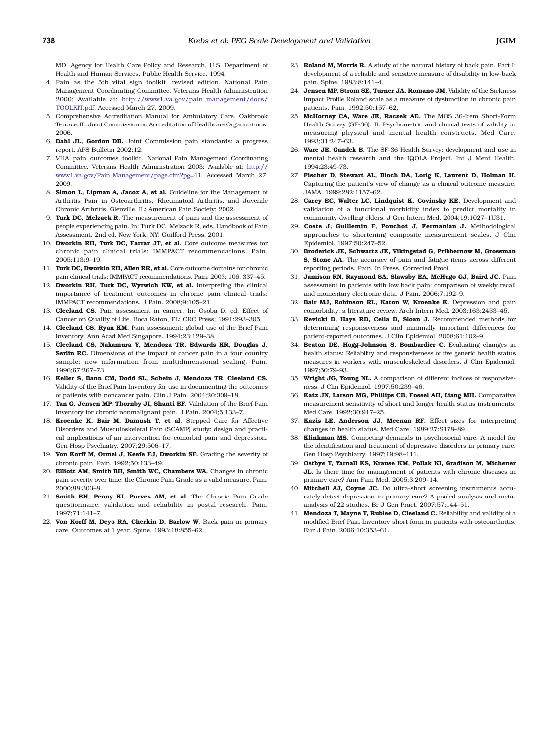MD, Agency for Health Care Policy and Research, U.S. Department of Health and Human Services, Public Health Service. 1994.

4. Pain as the 5th vital sign toolkit, revised edition. National Pain Management Coordinating Committee, Veterans Health Administration 2000; Available at: http://www1.va.gov/pain_management/docs/TOOLKIT.pdf. Accessed March 27, 2009.
5. Comprehensive Accreditation Manual for Ambulatory Care. Oakbrook Terrace, IL: Joint Commission on Accreditation of Healthcare Organizations, 2006.
6. **Dahl JL, Gordon DB.** Joint Commission pain standards: a progress report. APS Bulletin 2002;12.
7. VHA pain outcomes toolkit. National Pain Management Coordinating Committee, Veterans Health Administration 2003; Available at: http://www1.va.gov/Pain_Management/page.cfm?pg=41. Accessed March 27, 2009.
8. **Simon L, Lipman A, Jacox A, et al.** Guideline for the Management of Arthritis Pain in Osteoarthritis, Rheumatoid Arthritis, and Juvenile Chronic Arthritis. Glenville, IL: American Pain Society; 2002.
9. **Turk DC, Melzack R.** The measurement of pain and the assessment of people experiencing pain. In: Turk DC, Melzack R, eds. Handbook of Pain Assessment. 2nd ed. New York, NY: Guilford Press; 2001.
10. **Dworkin RH, Turk DC, Farrar JT, et al.** Core outcome measures for chronic pain clinical trials: IMMPACT recommendations. Pain. 2005;113:9–19.
11. **Turk DC, Dworkin RH, Allen RR, et al.** Core outcome domains for chronic pain clinical trials: IMMPACT recommendations. Pain. 2003; 106: 337–45.
12. **Dworkin RH, Turk DC, Wyrwich KW, et al.** Interpreting the clinical importance of treatment outcomes in chronic pain clinical trials: IMMPACT recommendations. J Pain. 2008;9:105–21.
13. **Cleeland CS.** Pain assessment in cancer. In: Osoba D, ed. Effect of Cancer on Quality of Life. Boca Raton, FL: CRC Press; 1991:293–305.
14. **Cleeland CS, Ryan KM.** Pain assessment: global use of the Brief Pain Inventory. Ann Acad Med Singapore. 1994;23:129–38.
15. **Cleeland CS, Nakamura Y, Mendoza TR, Edwards KR, Douglas J, Serlin RC.** Dimensions of the impact of cancer pain in a four country sample: new information from multidimensional scaling. Pain. 1996;67:267–73.
16. **Keller S, Bann CM, Dodd SL, Schein J, Mendoza TR, Cleeland CS.** Validity of the Brief Pain Inventory for use in documenting the outcomes of patients with noncancer pain. Clin J Pain. 2004;20:309–18.
17. **Tan G, Jensen MP, Thornby JI, Shanti BF.** Validation of the Brief Pain Inventory for chronic nonmalignant pain. J Pain. 2004;5:133–7.
18. **Kroenke K, Bair M, Damush T, et al.** Stepped Care for Affective Disorders and Musculoskeletal Pain (SCAMP) study: design and practical implications of an intervention for comorbid pain and depression. Gen Hosp Psychiatry. 2007;29:506–17.
19. **Von Korff M, Ormel J, Keefe FJ, Dworkin SF.** Grading the severity of chronic pain. Pain. 1992;50:133–49.
20. **Elliott AM, Smith BH, Smith WC, Chambers WA.** Changes in chronic pain severity over time: the Chronic Pain Grade as a valid measure. Pain. 2000;88:303–8.
21. **Smith BH, Penny KI, Purves AM, et al.** The Chronic Pain Grade questionnaire: validation and reliability in postal research. Pain. 1997;71:141–7.
22. **Von Korff M, Deyo RA, Cherkin D, Barlow W.** Back pain in primary care. Outcomes at 1 year. Spine. 1993;18:855–62.
23. **Roland M, Morris R.** A study of the natural history of back pain. Part I: development of a reliable and sensitive measure of disability in low-back pain. Spine. 1983;8:141–4.
24. **Jensen MP, Strom SE, Turner JA, Romano JM.** Validity of the Sickness Impact Profile Roland scale as a measure of dysfunction in chronic pain patients. Pain. 1992;50:157–62.
25. **McHorney CA, Ware JE, Raczek AE.** The MOS 36-Item Short-Form Health Survey (SF-36): II. Psychometric and clinical tests of validity in measuring physical and mental health constructs. Med Care. 1993;31:247–63.
26. **Ware JE, Gandek B.** The SF-36 Health Survey: development and use in mental health research and the IQOLA Project. Int J Ment Health. 1994;23:49–73.
27. **Fischer D, Stewart AL, Bloch DA, Lorig K, Laurent D, Holman H.** Capturing the patient's view of change as a clinical outcome measure. JAMA. 1999;282:1157–62.
28. **Carey EC, Walter LC, Lindquist K, Covinsky KE.** Development and validation of a functional morbidity index to predict mortality in community-dwelling elders. J Gen Intern Med. 2004;19:1027–1U31.
29. **Coste J, Guillemin F, Pouchot J, Fermanian J.** Methodological approaches to shortening composite measurement scales. J Clin Epidemiol. 1997;50:247–52.
30. **Broderick JE, Schwartz JE, Vikingstad G, Pribbernow M, Grossman S, Stone AA.** The accuracy of pain and fatigue items across different reporting periods. Pain, In Press, Corrected Proof.
31. **Jamison RN, Raymond SA, Slawsby EA, McHugo GJ, Baird JC.** Pain assessment in patients with low back pain: comparison of weekly recall and momentary electronic data. J Pain. 2006;7:192–9.
32. **Bair MJ, Robinson RL, Katon W, Kroenke K.** Depression and pain comorbidity: a literature review. Arch Intern Med. 2003;163:2433–45.
33. **Revicki D, Hays RD, Cella D, Sloan J.** Recommended methods for determining responsiveness and minimally important differences for patient-reported outcomes. J Clin Epidemiol. 2008;61:102–9.
34. **Beaton DE, Hogg-Johnson S, Bombardier C.** Evaluating changes in health status: Reliability and responsiveness of five generic health status measures in workers with musculoskeletal disorders. J Clin Epidemiol. 1997;50:79–93.
35. **Wright JG, Young NL.** A comparison of different indices of responsiveness. J Clin Epidemiol. 1997;50:239–46.
36. **Katz JN, Larson MG, Phillips CB, Fossel AH, Liang MH.** Comparative measurement sensitivity of short and longer health status instruments. Med Care. 1992;30:917–25.
37. **Kazis LE, Anderson JJ, Meenan RF.** Effect sizes for interpreting changes in health status. Med Care. 1989;27:S178–89.
38. **Klinkman MS.** Competing demands in psychosocial care. A model for the identification and treatment of depressive disorders in primary care. Gen Hosp Psychiatry. 1997;19:98–111.
39. **Ostbye T, Yarnall KS, Krause KM, Pollak KI, Gradison M, Michener JL.** Is there time for management of patients with chronic diseases in primary care? Ann Fam Med. 2005;3:209–14.
40. **Mitchell AJ, Coyne JC.** Do ultra-short screening instruments accurately detect depression in primary care? A pooled analysis and meta-analysis of 22 studies. Br J Gen Pract. 2007;57:144–51.
41. **Mendoza T, Mayne T, Rublee D, Cleeland C.** Reliability and validity of a modified Brief Pain Inventory short form in patients with osteoarthritis. Eur J Pain. 2006;10:353–61.